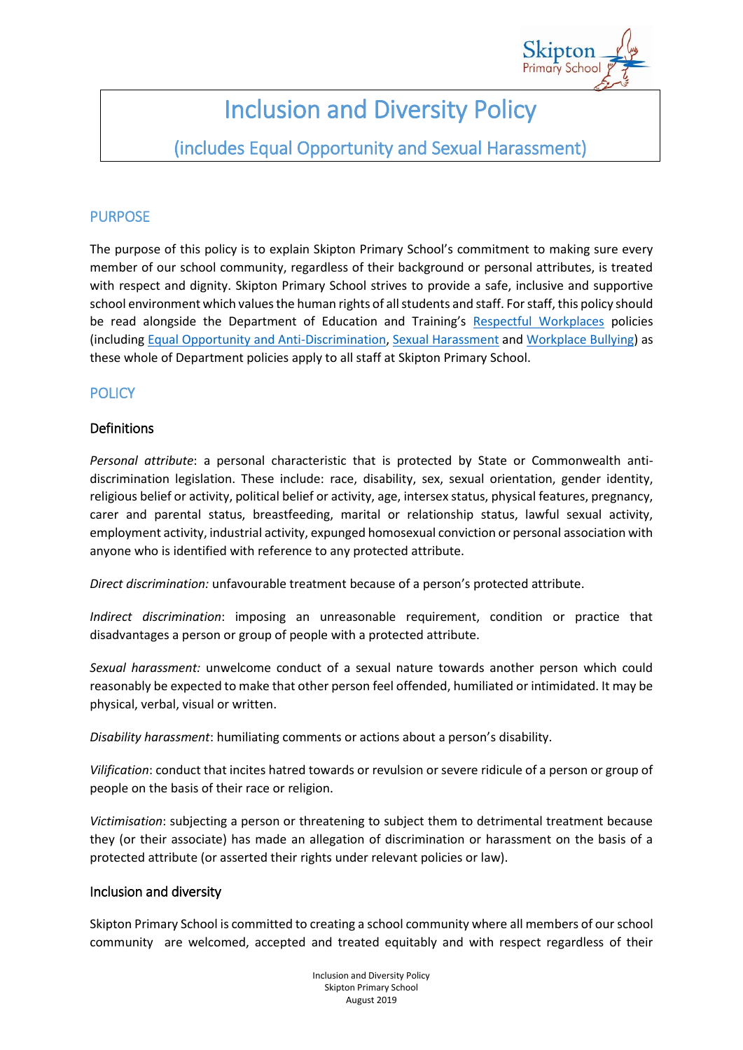# Inclusion and Diversity Policy

## (includes Equal Opportunity and Sexual Harassment)

## PURPOSE

The purpose of this policy is to explain Skipton Primary School's commitment to making sure every member of our school community, regardless of their background or personal attributes, is treated with respect and dignity. Skipton Primary School strives to provide a safe, inclusive and supportive school environment which values the human rights of all students and staff. For staff, this policy should be read alongside the Department of Education and Training's Respectful Workplaces policies (including Equal Opportunity and Anti-Discrimination, Sexual Harassment and Workplace Bullying) as these whole of Department policies apply to all staff at Skipton Primary School.

## POLICY

### Definitions

*Personal attribute*: a personal characteristic that is protected by State or Commonwealth anti-discrimination legislation. These include: race, disability, sex, sexual orientation, gender identity, religious belief or activity, political belief or activity, age, intersex status, physical features, pregnancy, carer and parental status, breastfeeding, marital or relationship status, lawful sexual activity, employment activity, industrial activity, expunged homosexual conviction or personal association with anyone who is identified with reference to any protected attribute.

*Direct discrimination:* unfavourable treatment because of a person's protected attribute.

*Indirect discrimination*: imposing an unreasonable requirement, condition or practice that disadvantages a person or group of people with a protected attribute.

*Sexual harassment:* unwelcome conduct of a sexual nature towards another person which could reasonably be expected to make that other person feel offended, humiliated or intimidated. It may be physical, verbal, visual or written.

*Disability harassment*: humiliating comments or actions about a person's disability.

*Vilification*: conduct that incites hatred towards or revulsion or severe ridicule of a person or group of people on the basis of their race or religion.

*Victimisation*: subjecting a person or threatening to subject them to detrimental treatment because they (or their associate) has made an allegation of discrimination or harassment on the basis of a protected attribute (or asserted their rights under relevant policies or law).

### Inclusion and diversity

Skipton Primary School is committed to creating a school community where all members of our school community are welcomed, accepted and treated equitably and with respect regardless of their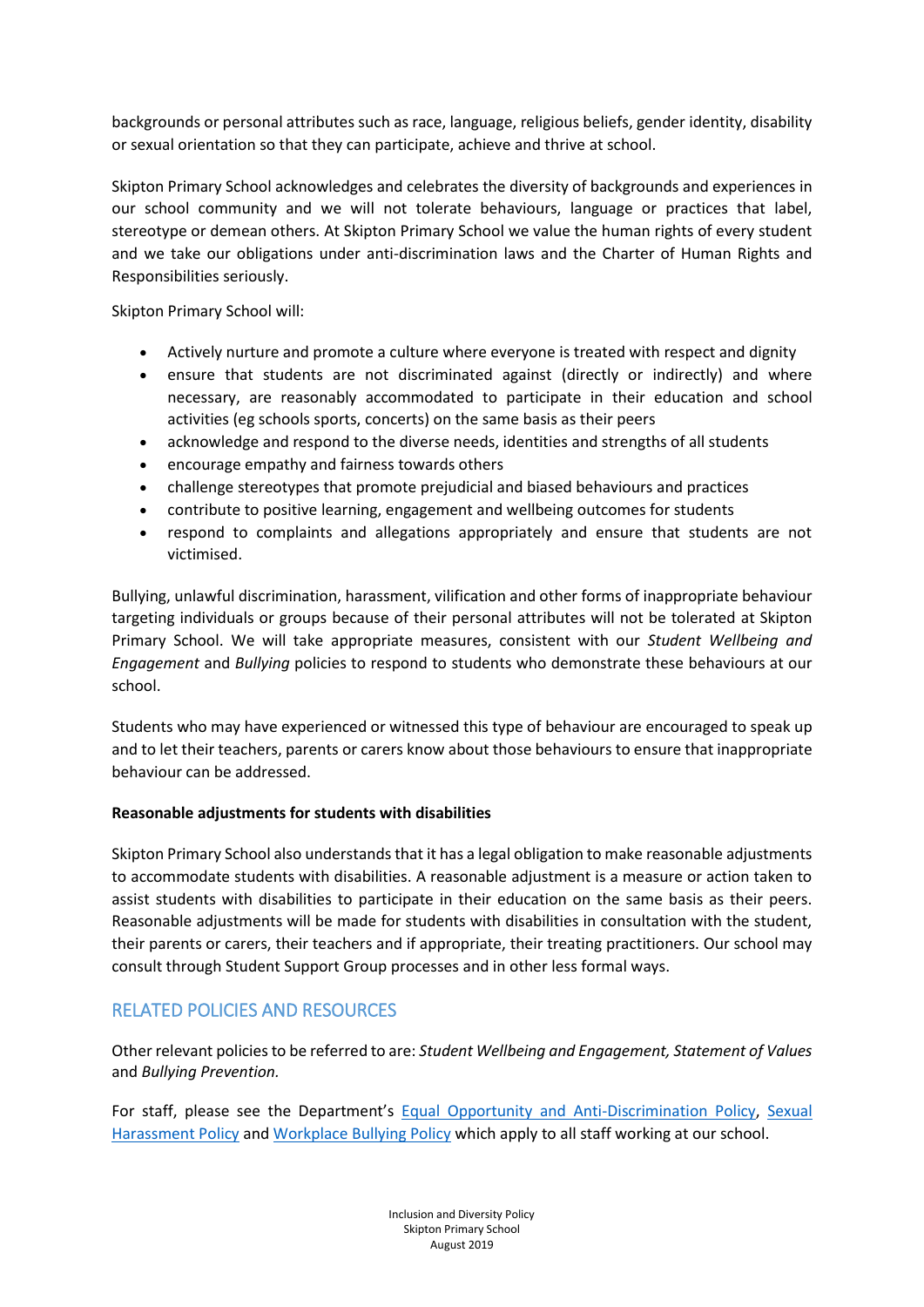backgrounds or personal attributes such as race, language, religious beliefs, gender identity, disability or sexual orientation so that they can participate, achieve and thrive at school.

Skipton Primary School acknowledges and celebrates the diversity of backgrounds and experiences in our school community and we will not tolerate behaviours, language or practices that label, stereotype or demean others. At Skipton Primary School we value the human rights of every student and we take our obligations under anti-discrimination laws and the Charter of Human Rights and Responsibilities seriously.

Skipton Primary School will:

- Actively nurture and promote a culture where everyone is treated with respect and dignity
- ensure that students are not discriminated against (directly or indirectly) and where necessary, are reasonably accommodated to participate in their education and school activities (eg schools sports, concerts) on the same basis as their peers
- acknowledge and respond to the diverse needs, identities and strengths of all students
- encourage empathy and fairness towards others
- challenge stereotypes that promote prejudicial and biased behaviours and practices
- contribute to positive learning, engagement and wellbeing outcomes for students
- respond to complaints and allegations appropriately and ensure that students are not victimised.

Bullying, unlawful discrimination, harassment, vilification and other forms of inappropriate behaviour targeting individuals or groups because of their personal attributes will not be tolerated at Skipton Primary School. We will take appropriate measures, consistent with our *Student Wellbeing and Engagement* and *Bullying* policies to respond to students who demonstrate these behaviours at our school.

Students who may have experienced or witnessed this type of behaviour are encouraged to speak up and to let their teachers, parents or carers know about those behaviours to ensure that inappropriate behaviour can be addressed.

**Reasonable adjustments for students with disabilities**

Skipton Primary School also understands that it has a legal obligation to make reasonable adjustments to accommodate students with disabilities. A reasonable adjustment is a measure or action taken to assist students with disabilities to participate in their education on the same basis as their peers. Reasonable adjustments will be made for students with disabilities in consultation with the student, their parents or carers, their teachers and if appropriate, their treating practitioners. Our school may consult through Student Support Group processes and in other less formal ways.

## RELATED POLICIES AND RESOURCES

Other relevant policies to be referred to are: *Student Wellbeing and Engagement, Statement of Values* and *Bullying Prevention.*

For staff, please see the Department's Equal Opportunity and Anti-Discrimination Policy, Sexual Harassment Policy and Workplace Bullying Policy which apply to all staff working at our school.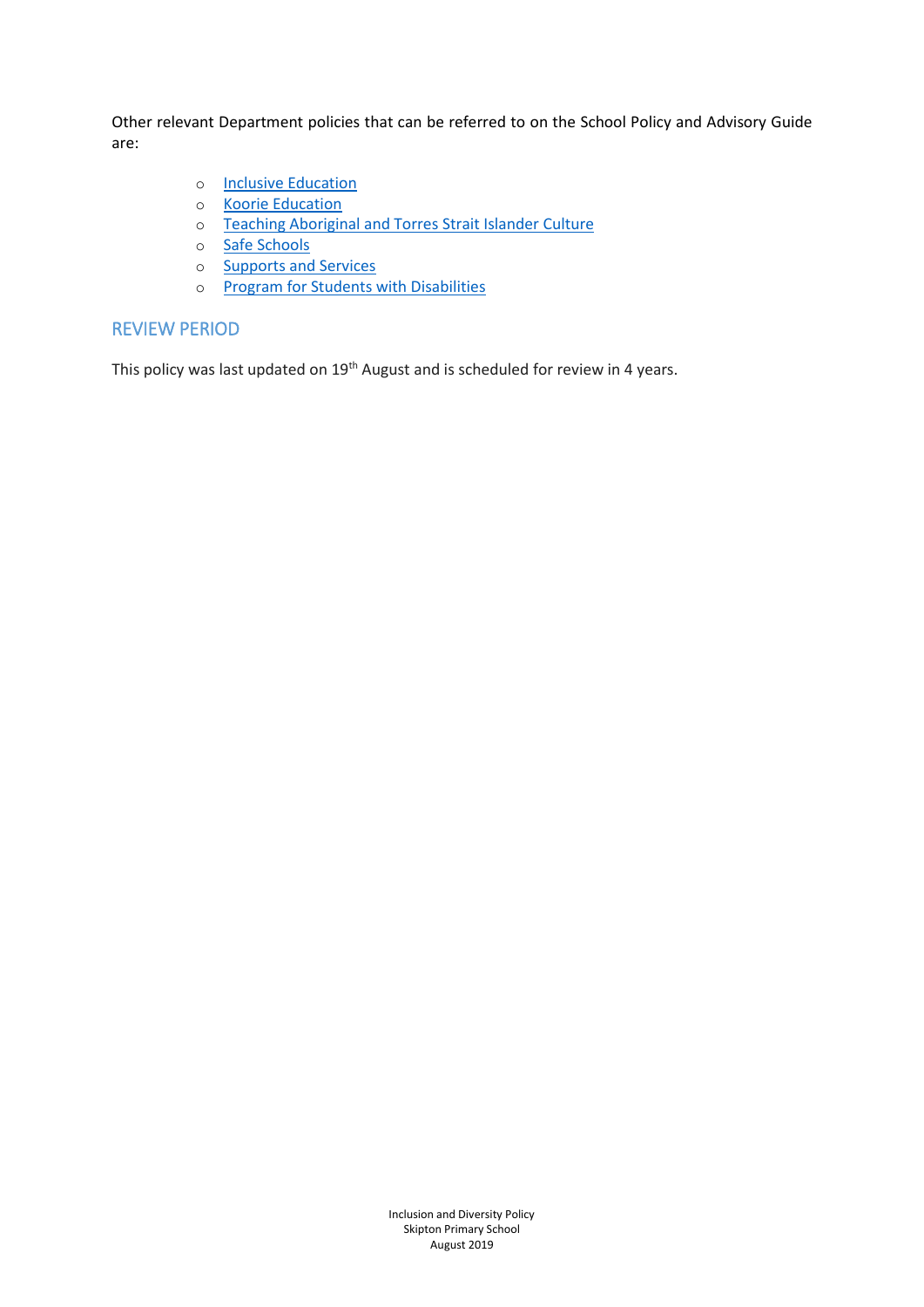Other relevant Department policies that can be referred to on the School Policy and Advisory Guide are:

- Inclusive Education
- Koorie Education
- Teaching Aboriginal and Torres Strait Islander Culture
- Safe Schools
- Supports and Services
- Program for Students with Disabilities

## REVIEW PERIOD

This policy was last updated on 19th August and is scheduled for review in 4 years.